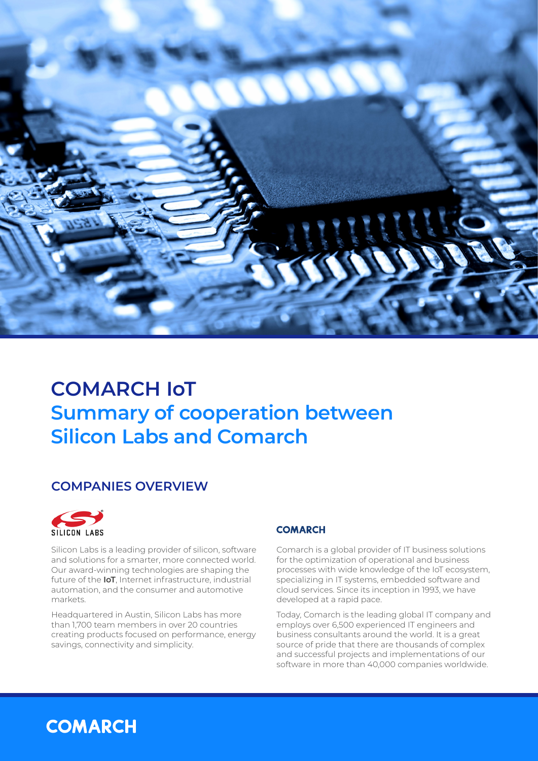# COMARCH IoT

## Summary of cooperation between Silicon Labs and Comarch

## COMPANIES OVERVIEW

### SILICON LABS

Silicon Labs is a leading provider of silicon, software and solutions for a smarter, more connected world. Our award-winning technologies are shaping the future of the **IoT**, Internet infrastructure, industrial automation, and the consumer and automotive markets.

Headquartered in Austin, Silicon Labs has more than 1,700 team members in over 20 countries creating products focused on performance, energy savings, connectivity and simplicity.

### COMARCH

Comarch is a global provider of IT business solutions for the optimization of operational and business processes with wide knowledge of the IoT ecosystem, specializing in IT systems, embedded software and cloud services. Since its inception in 1993, we have developed at a rapid pace.

Today, Comarch is the leading global IT company and employs over 6,500 experienced IT engineers and business consultants around the world. It is a great source of pride that there are thousands of complex and successful projects and implementations of our software in more than 40,000 companies worldwide.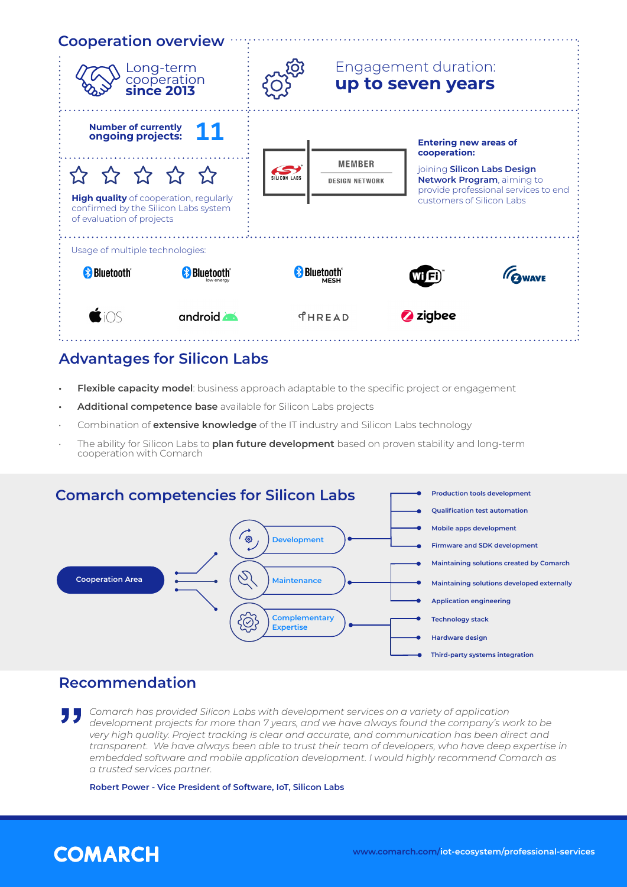## Cooperation overview

Long-term cooperation **since 2013**

Engagement duration: **up to seven years**

**Number of currently ongoing projects:** **11**

**High quality** of cooperation, regularly confirmed by the Silicon Labs system of evaluation of projects

SILICON LABS — MEMBER — DESIGN NETWORK

**Entering new areas of cooperation:**

joining **Silicon Labs Design Network Program**, aiming to provide professional services to end customers of Silicon Labs

Usage of multiple technologies:

Bluetooth, Bluetooth low energy, Bluetooth MESH, WiFi, Z-WAVE, iOS, android, THREAD, zigbee

## Advantages for Silicon Labs

- **Flexible capacity model**: business approach adaptable to the specific project or engagement
- **Additional competence base** available for Silicon Labs projects
- Combination of **extensive knowledge** of the IT industry and Silicon Labs technology
- The ability for Silicon Labs to **plan future development** based on proven stability and long-term cooperation with Comarch

## Comarch competencies for Silicon Labs

Cooperation Area

- Development
  - Production tools development
  - Qualification test automation
  - Mobile apps development
  - Firmware and SDK development
- Maintenance
  - Maintaining solutions created by Comarch
  - Maintaining solutions developed externally
  - Application engineering
- Complementary Expertise
  - Technology stack
  - Hardware design
  - Third-party systems integration

## Recommendation

*Comarch has provided Silicon Labs with development services on a variety of application development projects for more than 7 years, and we have always found the company's work to be very high quality. Project tracking is clear and accurate, and communication has been direct and transparent. We have always been able to trust their team of developers, who have deep expertise in embedded software and mobile application development. I would highly recommend Comarch as a trusted services partner.*

**Robert Power - Vice President of Software, IoT, Silicon Labs**

COMARCH

www.comarch.com/iot-ecosystem/professional-services